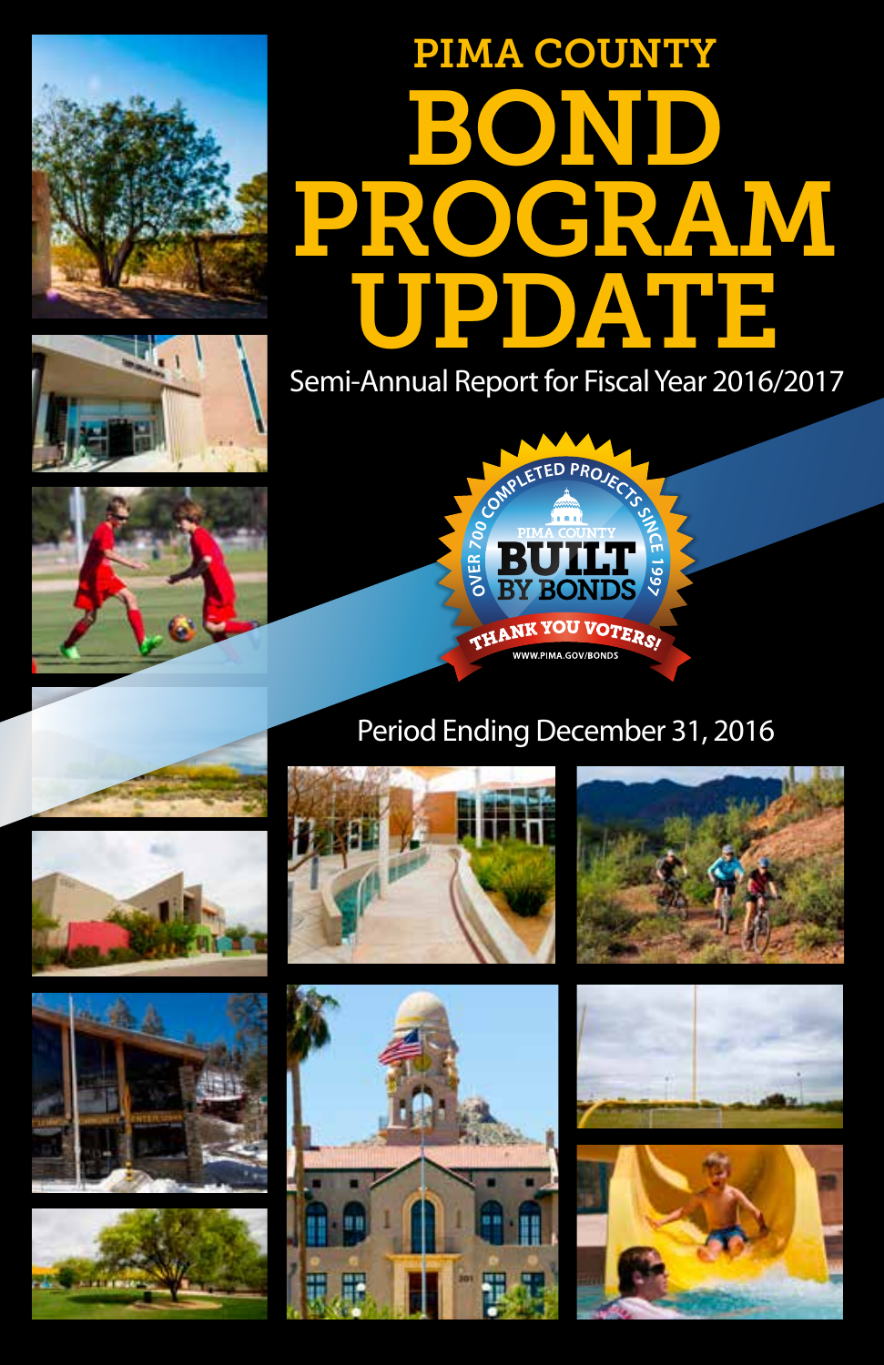# PIMA COUNTY BOND PROGRAM UPDATE

Semi-Annual Report for Fiscal Year 2016/2017

OVER 700 COMPLETED PROJECTS SINCE 1997

PIMA COUNTY BUILT BY BONDS

THANK YOU VOTERS!

WWW.PIMA.GOV/BONDS

Period Ending December 31, 2016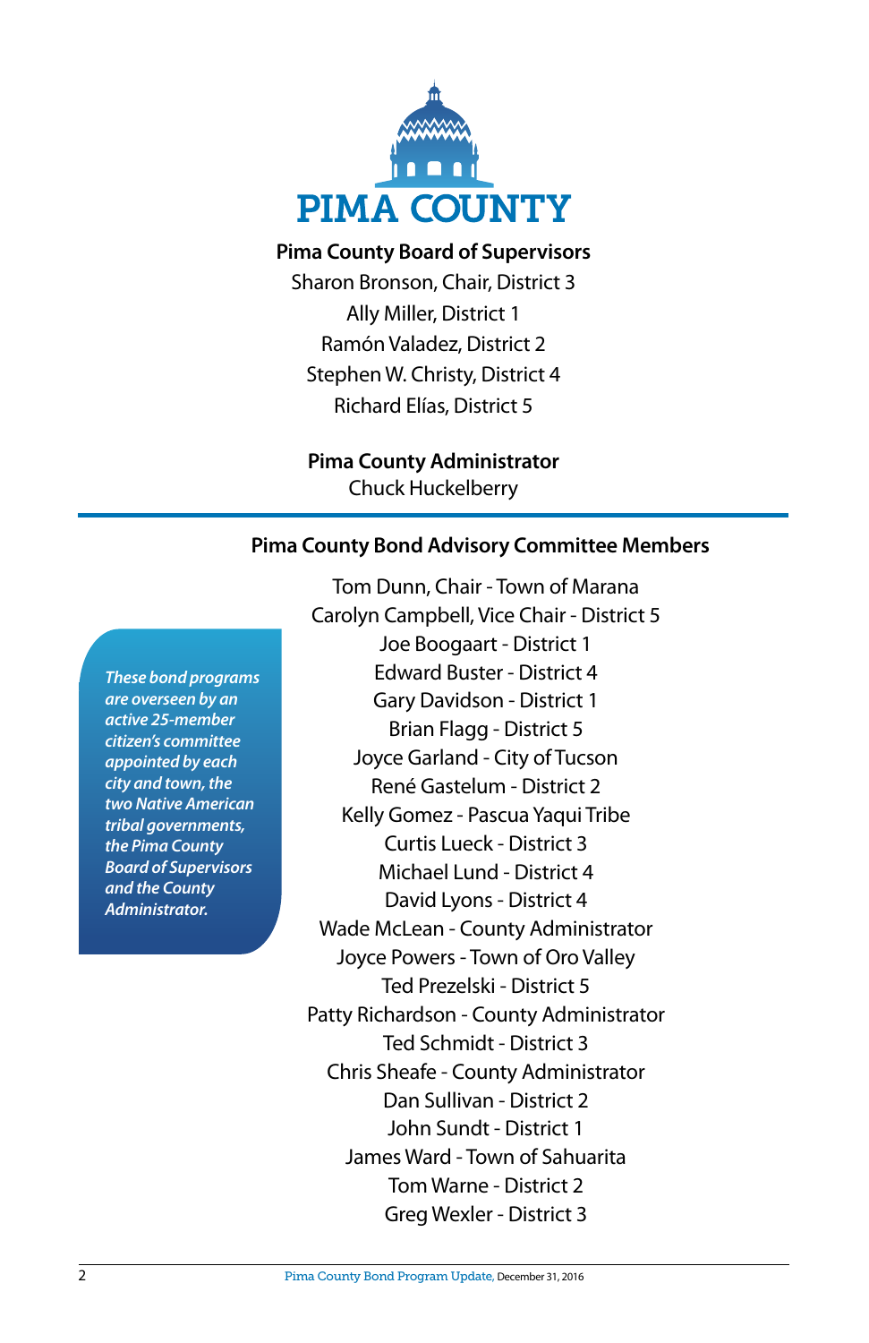PIMA COUNTY

**Pima County Board of Supervisors**

Sharon Bronson, Chair, District 3
Ally Miller, District 1
Ramón Valadez, District 2
Stephen W. Christy, District 4
Richard Elías, District 5

**Pima County Administrator**

Chuck Huckelberry

---

## Pima County Bond Advisory Committee Members

*These bond programs are overseen by an active 25-member citizen's committee appointed by each city and town, the two Native American tribal governments, the Pima County Board of Supervisors and the County Administrator.*

Tom Dunn, Chair - Town of Marana
Carolyn Campbell, Vice Chair - District 5
Joe Boogaart - District 1
Edward Buster - District 4
Gary Davidson - District 1
Brian Flagg - District 5
Joyce Garland - City of Tucson
René Gastelum - District 2
Kelly Gomez - Pascua Yaqui Tribe
Curtis Lueck - District 3
Michael Lund - District 4
David Lyons - District 4
Wade McLean - County Administrator
Joyce Powers - Town of Oro Valley
Ted Prezelski - District 5
Patty Richardson - County Administrator
Ted Schmidt - District 3
Chris Sheafe - County Administrator
Dan Sullivan - District 2
John Sundt - District 1
James Ward - Town of Sahuarita
Tom Warne - District 2
Greg Wexler - District 3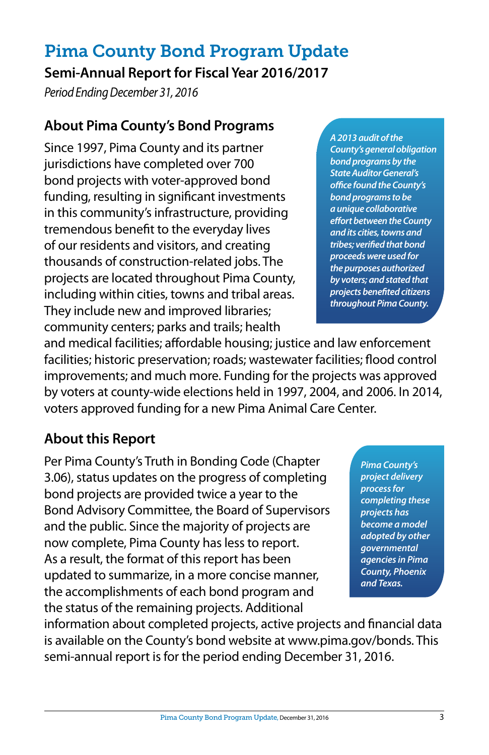# Pima County Bond Program Update

## Semi-Annual Report for Fiscal Year 2016/2017

*Period Ending December 31, 2016*

## About Pima County's Bond Programs

Since 1997, Pima County and its partner jurisdictions have completed over 700 bond projects with voter-approved bond funding, resulting in significant investments in this community's infrastructure, providing tremendous benefit to the everyday lives of our residents and visitors, and creating thousands of construction-related jobs. The projects are located throughout Pima County, including within cities, towns and tribal areas. They include new and improved libraries; community centers; parks and trails; health and medical facilities; affordable housing; justice and law enforcement facilities; historic preservation; roads; wastewater facilities; flood control improvements; and much more. Funding for the projects was approved by voters at county-wide elections held in 1997, 2004, and 2006. In 2014, voters approved funding for a new Pima Animal Care Center.

*A 2013 audit of the County's general obligation bond programs by the State Auditor General's office found the County's bond programs to be a unique collaborative effort between the County and its cities, towns and tribes; verified that bond proceeds were used for the purposes authorized by voters; and stated that projects benefited citizens throughout Pima County.*

## About this Report

Per Pima County's Truth in Bonding Code (Chapter 3.06), status updates on the progress of completing bond projects are provided twice a year to the Bond Advisory Committee, the Board of Supervisors and the public. Since the majority of projects are now complete, Pima County has less to report. As a result, the format of this report has been updated to summarize, in a more concise manner, the accomplishments of each bond program and the status of the remaining projects. Additional information about completed projects, active projects and financial data is available on the County's bond website at www.pima.gov/bonds. This semi-annual report is for the period ending December 31, 2016.

*Pima County's project delivery process for completing these projects has become a model adopted by other governmental agencies in Pima County, Phoenix and Texas.*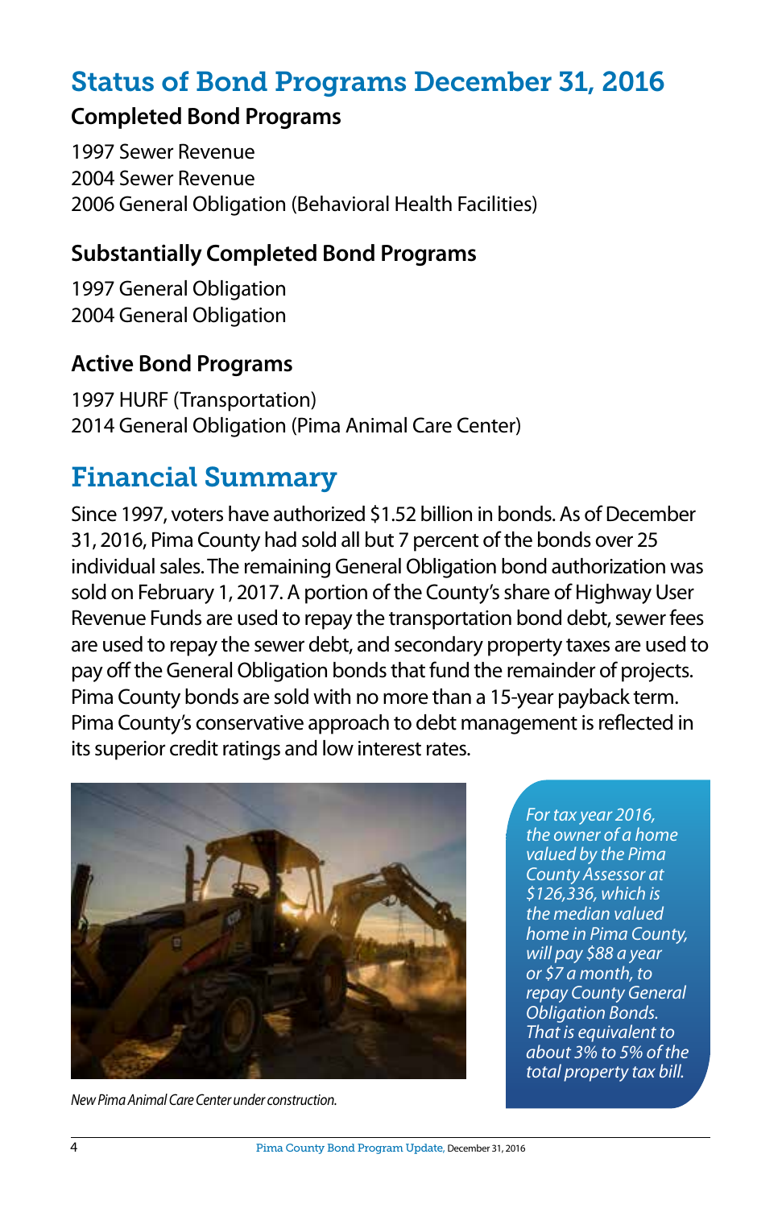## Status of Bond Programs December 31, 2016

### Completed Bond Programs

1997 Sewer Revenue
2004 Sewer Revenue
2006 General Obligation (Behavioral Health Facilities)

### Substantially Completed Bond Programs

1997 General Obligation
2004 General Obligation

### Active Bond Programs

1997 HURF (Transportation)
2014 General Obligation (Pima Animal Care Center)

## Financial Summary

Since 1997, voters have authorized $1.52 billion in bonds. As of December 31, 2016, Pima County had sold all but 7 percent of the bonds over 25 individual sales. The remaining General Obligation bond authorization was sold on February 1, 2017. A portion of the County's share of Highway User Revenue Funds are used to repay the transportation bond debt, sewer fees are used to repay the sewer debt, and secondary property taxes are used to pay off the General Obligation bonds that fund the remainder of projects. Pima County bonds are sold with no more than a 15-year payback term. Pima County's conservative approach to debt management is reflected in its superior credit ratings and low interest rates.

New Pima Animal Care Center under construction.

*For tax year 2016, the owner of a home valued by the Pima County Assessor at $126,336, which is the median valued home in Pima County, will pay $88 a year or $7 a month, to repay County General Obligation Bonds. That is equivalent to about 3% to 5% of the total property tax bill.*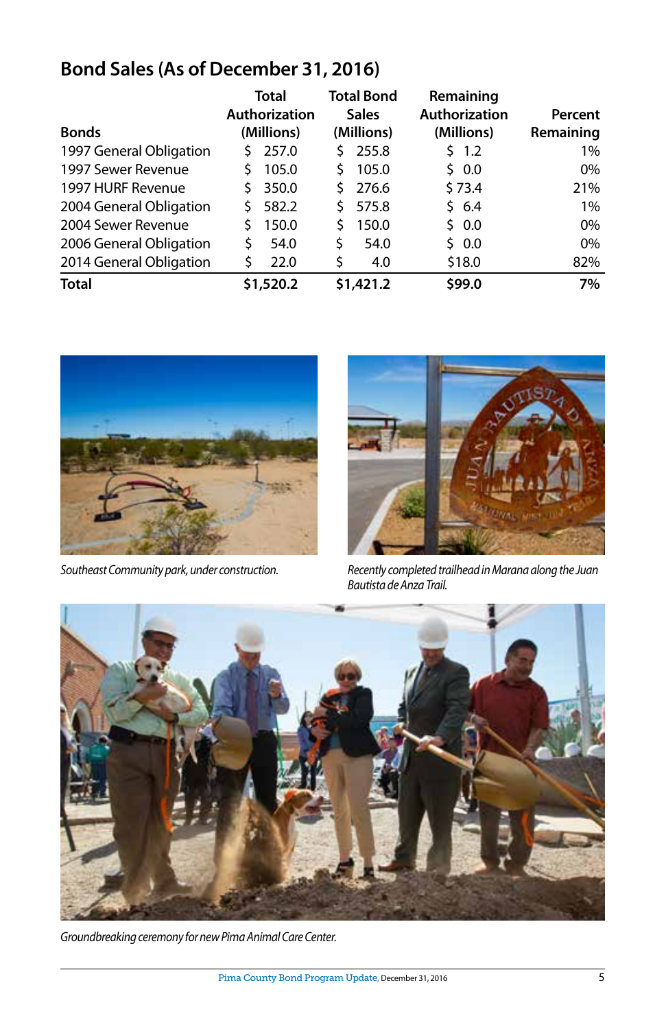## Bond Sales (As of December 31, 2016)

| Bonds | Total Authorization (Millions) | Total Bond Sales (Millions) | Remaining Authorization (Millions) | Percent Remaining |
|---|---|---|---|---|
| 1997 General Obligation | $ 257.0 | $ 255.8 | $ 1.2 | 1% |
| 1997 Sewer Revenue | $ 105.0 | $ 105.0 | $ 0.0 | 0% |
| 1997 HURF Revenue | $ 350.0 | $ 276.6 | $ 73.4 | 21% |
| 2004 General Obligation | $ 582.2 | $ 575.8 | $ 6.4 | 1% |
| 2004 Sewer Revenue | $ 150.0 | $ 150.0 | $ 0.0 | 0% |
| 2006 General Obligation | $ 54.0 | $ 54.0 | $ 0.0 | 0% |
| 2014 General Obligation | $ 22.0 | $ 4.0 | $18.0 | 82% |
| **Total** | **$1,520.2** | **$1,421.2** | **$99.0** | **7%** |

*Southeast Community park, under construction.*

*Recently completed trailhead in Marana along the Juan Bautista de Anza Trail.*

*Groundbreaking ceremony for new Pima Animal Care Center.*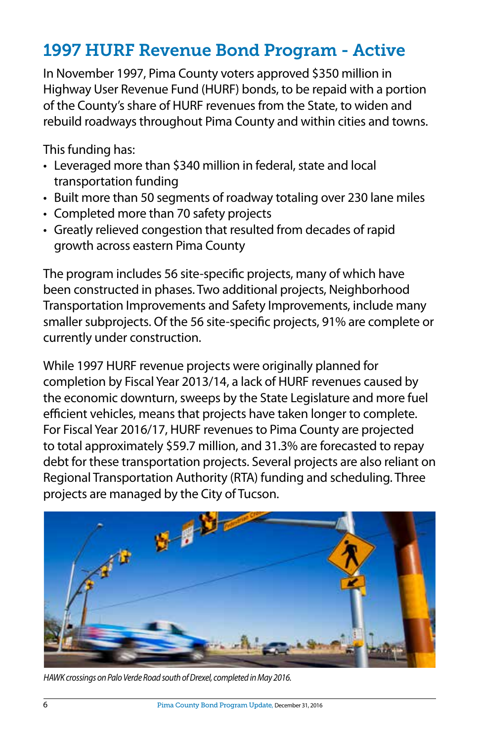## 1997 HURF Revenue Bond Program - Active

In November 1997, Pima County voters approved $350 million in Highway User Revenue Fund (HURF) bonds, to be repaid with a portion of the County's share of HURF revenues from the State, to widen and rebuild roadways throughout Pima County and within cities and towns.

This funding has:

- Leveraged more than $340 million in federal, state and local transportation funding
- Built more than 50 segments of roadway totaling over 230 lane miles
- Completed more than 70 safety projects
- Greatly relieved congestion that resulted from decades of rapid growth across eastern Pima County

The program includes 56 site-specific projects, many of which have been constructed in phases. Two additional projects, Neighborhood Transportation Improvements and Safety Improvements, include many smaller subprojects. Of the 56 site-specific projects, 91% are complete or currently under construction.

While 1997 HURF revenue projects were originally planned for completion by Fiscal Year 2013/14, a lack of HURF revenues caused by the economic downturn, sweeps by the State Legislature and more fuel efficient vehicles, means that projects have taken longer to complete. For Fiscal Year 2016/17, HURF revenues to Pima County are projected to total approximately $59.7 million, and 31.3% are forecasted to repay debt for these transportation projects. Several projects are also reliant on Regional Transportation Authority (RTA) funding and scheduling. Three projects are managed by the City of Tucson.

*HAWK crossings on Palo Verde Road south of Drexel, completed in May 2016.*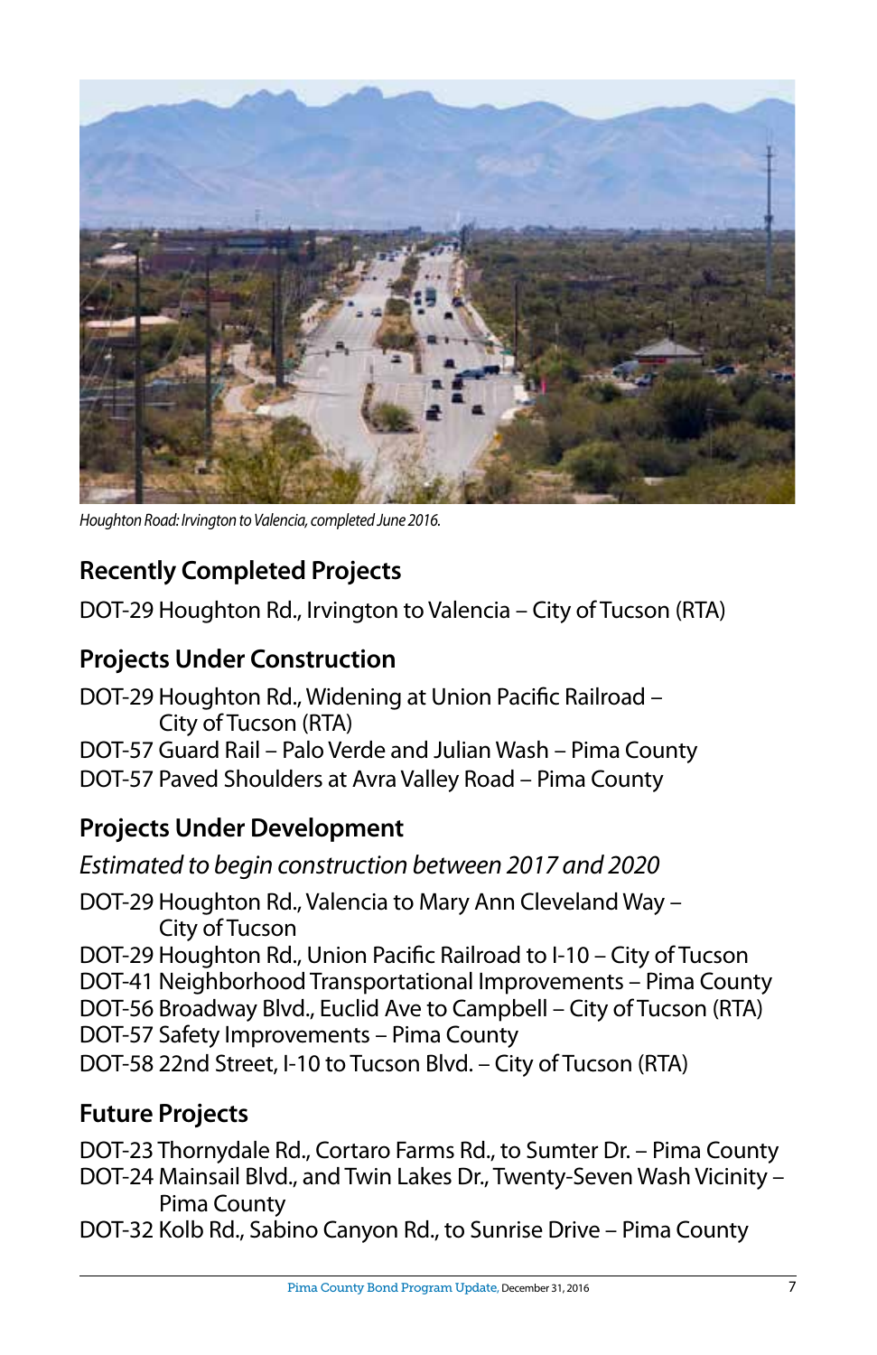*Houghton Road: Irvington to Valencia, completed June 2016.*

## Recently Completed Projects

DOT-29 Houghton Rd., Irvington to Valencia – City of Tucson (RTA)

## Projects Under Construction

DOT-29 Houghton Rd., Widening at Union Pacific Railroad – City of Tucson (RTA)
DOT-57 Guard Rail – Palo Verde and Julian Wash – Pima County
DOT-57 Paved Shoulders at Avra Valley Road – Pima County

## Projects Under Development

*Estimated to begin construction between 2017 and 2020*

DOT-29 Houghton Rd., Valencia to Mary Ann Cleveland Way – City of Tucson
DOT-29 Houghton Rd., Union Pacific Railroad to I-10 – City of Tucson
DOT-41 Neighborhood Transportational Improvements – Pima County
DOT-56 Broadway Blvd., Euclid Ave to Campbell – City of Tucson (RTA)
DOT-57 Safety Improvements – Pima County
DOT-58 22nd Street, I-10 to Tucson Blvd. – City of Tucson (RTA)

## Future Projects

DOT-23 Thornydale Rd., Cortaro Farms Rd., to Sumter Dr. – Pima County
DOT-24 Mainsail Blvd., and Twin Lakes Dr., Twenty-Seven Wash Vicinity – Pima County
DOT-32 Kolb Rd., Sabino Canyon Rd., to Sunrise Drive – Pima County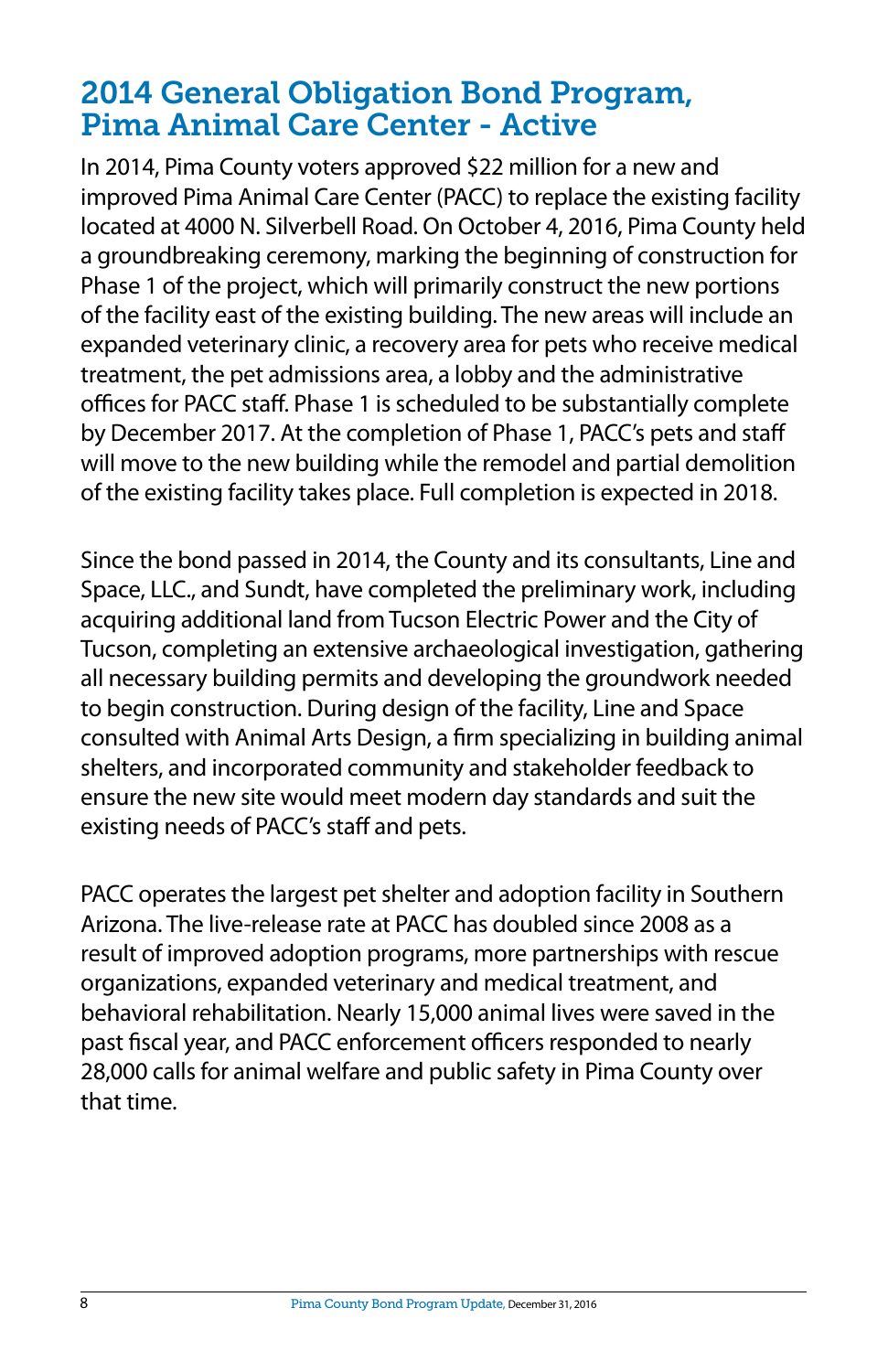## 2014 General Obligation Bond Program, Pima Animal Care Center - Active

In 2014, Pima County voters approved $22 million for a new and improved Pima Animal Care Center (PACC) to replace the existing facility located at 4000 N. Silverbell Road. On October 4, 2016, Pima County held a groundbreaking ceremony, marking the beginning of construction for Phase 1 of the project, which will primarily construct the new portions of the facility east of the existing building. The new areas will include an expanded veterinary clinic, a recovery area for pets who receive medical treatment, the pet admissions area, a lobby and the administrative offices for PACC staff. Phase 1 is scheduled to be substantially complete by December 2017. At the completion of Phase 1, PACC's pets and staff will move to the new building while the remodel and partial demolition of the existing facility takes place. Full completion is expected in 2018.

Since the bond passed in 2014, the County and its consultants, Line and Space, LLC., and Sundt, have completed the preliminary work, including acquiring additional land from Tucson Electric Power and the City of Tucson, completing an extensive archaeological investigation, gathering all necessary building permits and developing the groundwork needed to begin construction. During design of the facility, Line and Space consulted with Animal Arts Design, a firm specializing in building animal shelters, and incorporated community and stakeholder feedback to ensure the new site would meet modern day standards and suit the existing needs of PACC's staff and pets.

PACC operates the largest pet shelter and adoption facility in Southern Arizona. The live-release rate at PACC has doubled since 2008 as a result of improved adoption programs, more partnerships with rescue organizations, expanded veterinary and medical treatment, and behavioral rehabilitation. Nearly 15,000 animal lives were saved in the past fiscal year, and PACC enforcement officers responded to nearly 28,000 calls for animal welfare and public safety in Pima County over that time.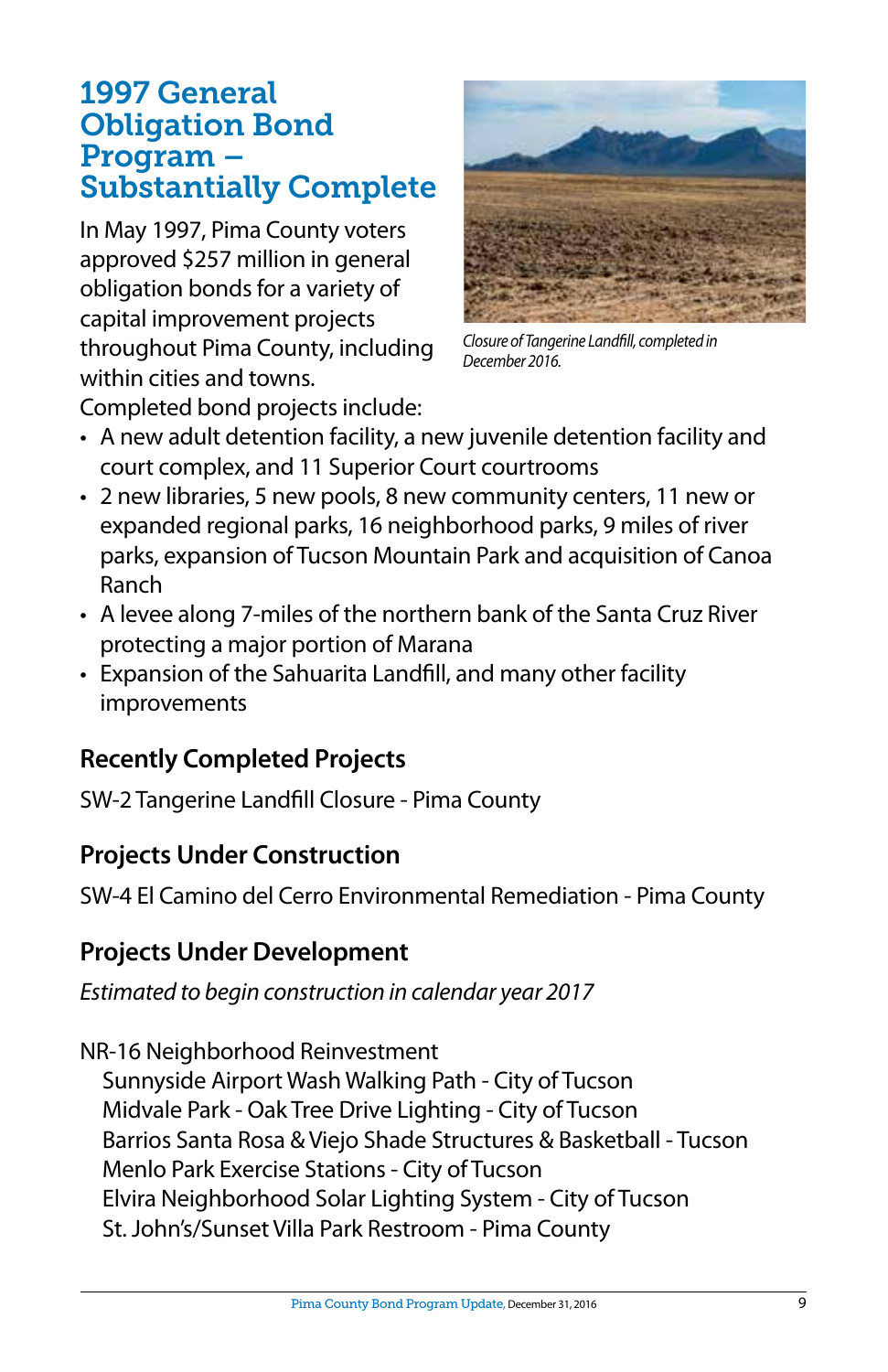# 1997 General Obligation Bond Program – Substantially Complete

In May 1997, Pima County voters approved $257 million in general obligation bonds for a variety of capital improvement projects throughout Pima County, including within cities and towns.

*Closure of Tangerine Landfill, completed in December 2016.*

Completed bond projects include:

- A new adult detention facility, a new juvenile detention facility and court complex, and 11 Superior Court courtrooms
- 2 new libraries, 5 new pools, 8 new community centers, 11 new or expanded regional parks, 16 neighborhood parks, 9 miles of river parks, expansion of Tucson Mountain Park and acquisition of Canoa Ranch
- A levee along 7-miles of the northern bank of the Santa Cruz River protecting a major portion of Marana
- Expansion of the Sahuarita Landfill, and many other facility improvements

## Recently Completed Projects

SW-2 Tangerine Landfill Closure - Pima County

## Projects Under Construction

SW-4 El Camino del Cerro Environmental Remediation - Pima County

## Projects Under Development

*Estimated to begin construction in calendar year 2017*

NR-16 Neighborhood Reinvestment

- Sunnyside Airport Wash Walking Path - City of Tucson
- Midvale Park - Oak Tree Drive Lighting - City of Tucson
- Barrios Santa Rosa & Viejo Shade Structures & Basketball - Tucson
- Menlo Park Exercise Stations - City of Tucson
- Elvira Neighborhood Solar Lighting System - City of Tucson
- St. John's/Sunset Villa Park Restroom - Pima County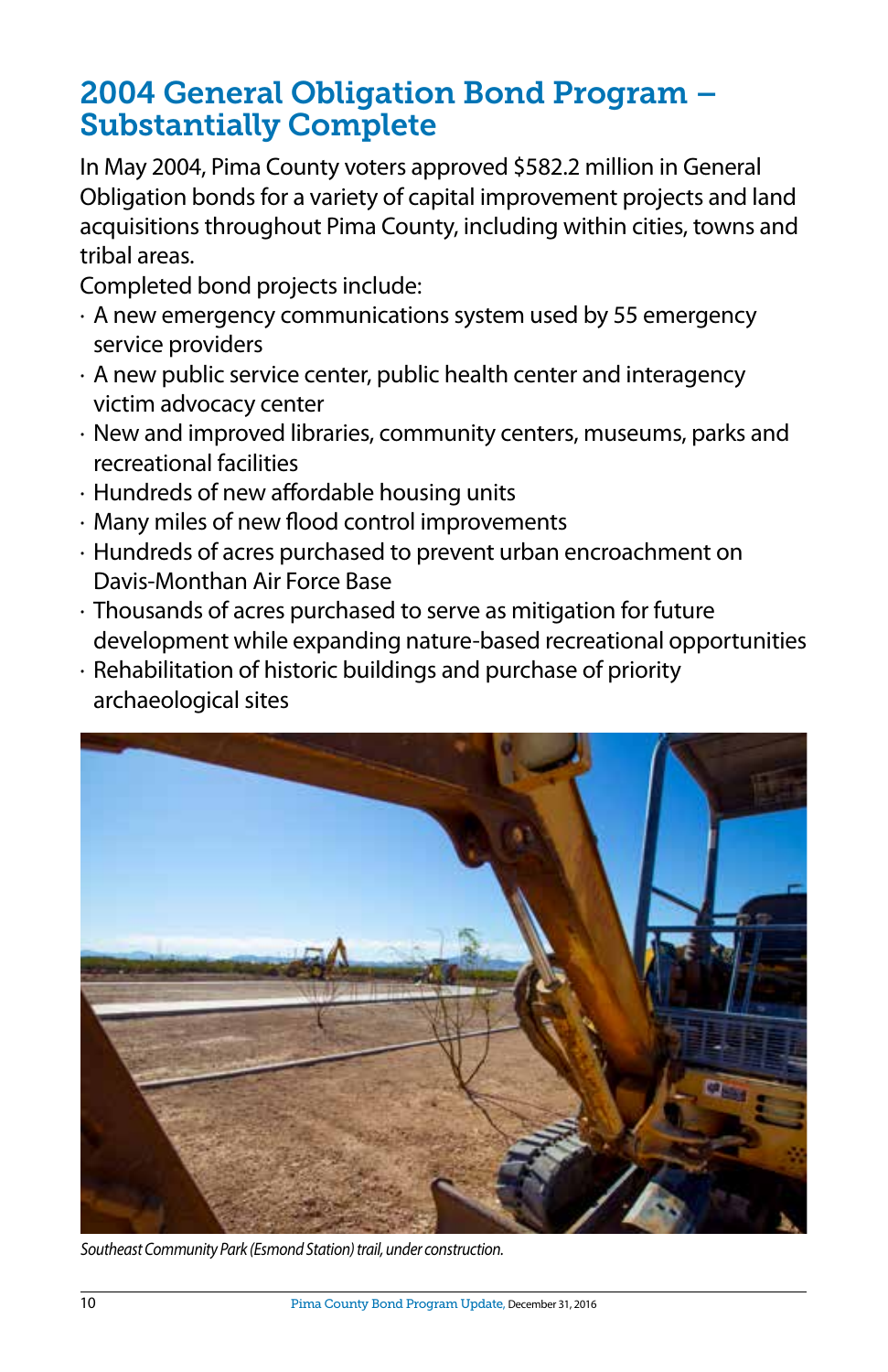## 2004 General Obligation Bond Program – Substantially Complete

In May 2004, Pima County voters approved $582.2 million in General Obligation bonds for a variety of capital improvement projects and land acquisitions throughout Pima County, including within cities, towns and tribal areas.

Completed bond projects include:

- A new emergency communications system used by 55 emergency service providers
- A new public service center, public health center and interagency victim advocacy center
- New and improved libraries, community centers, museums, parks and recreational facilities
- Hundreds of new affordable housing units
- Many miles of new flood control improvements
- Hundreds of acres purchased to prevent urban encroachment on Davis-Monthan Air Force Base
- Thousands of acres purchased to serve as mitigation for future development while expanding nature-based recreational opportunities
- Rehabilitation of historic buildings and purchase of priority archaeological sites

*Southeast Community Park (Esmond Station) trail, under construction.*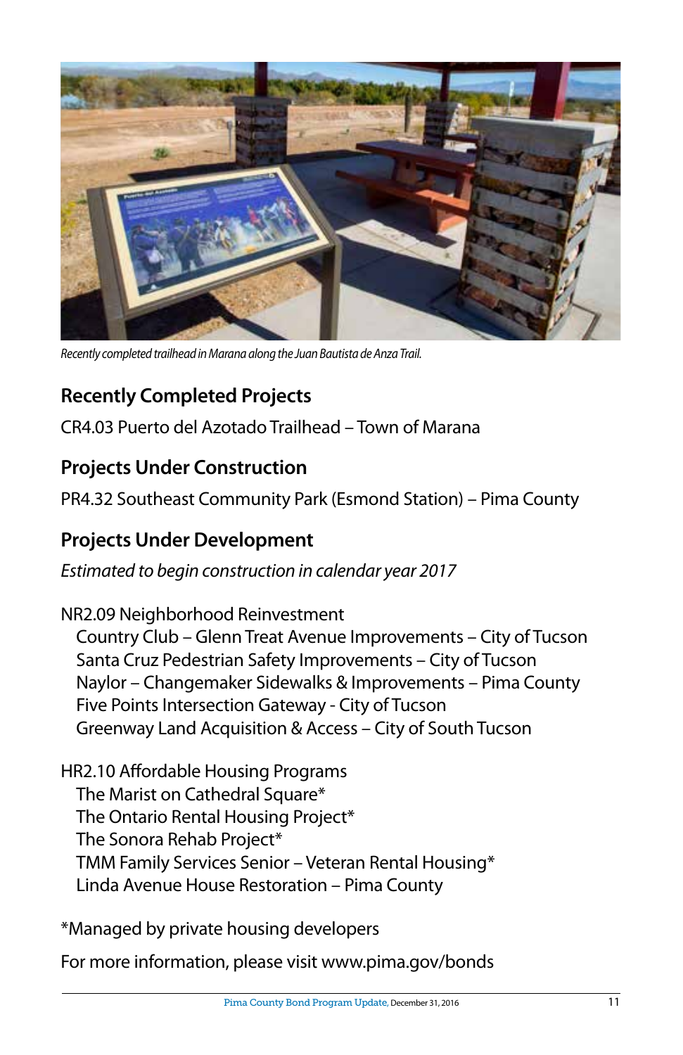*Recently completed trailhead in Marana along the Juan Bautista de Anza Trail.*

## Recently Completed Projects

CR4.03 Puerto del Azotado Trailhead – Town of Marana

## Projects Under Construction

PR4.32 Southeast Community Park (Esmond Station) – Pima County

## Projects Under Development

*Estimated to begin construction in calendar year 2017*

NR2.09 Neighborhood Reinvestment

- Country Club – Glenn Treat Avenue Improvements – City of Tucson
- Santa Cruz Pedestrian Safety Improvements – City of Tucson
- Naylor – Changemaker Sidewalks & Improvements – Pima County
- Five Points Intersection Gateway - City of Tucson
- Greenway Land Acquisition & Access – City of South Tucson

HR2.10 Affordable Housing Programs

- The Marist on Cathedral Square*
- The Ontario Rental Housing Project*
- The Sonora Rehab Project*
- TMM Family Services Senior – Veteran Rental Housing*
- Linda Avenue House Restoration – Pima County

*Managed by private housing developers

For more information, please visit www.pima.gov/bonds